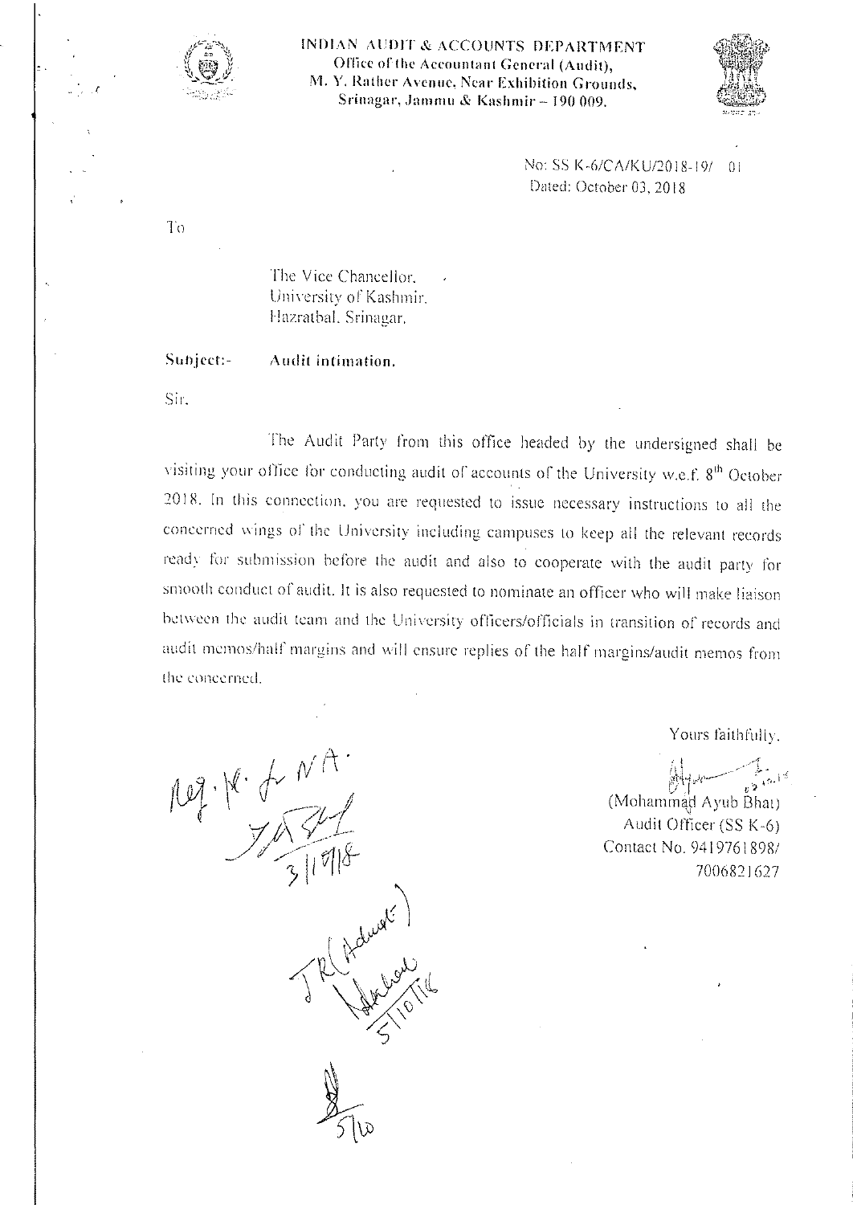**INDIAN AUDIT & ACCOUNTS DEPARTMENT**
**Office of the Accountant General (Audit),**
**M. Y. Rather Avenue, Near Exhibition Grounds,**
**Srinagar, Jammu & Kashmir – 190 009.**

No: SS K-6/CA/KU/2018-19/ 01
Dated: October 03, 2018

To

The Vice Chancellor,
University of Kashmir,
Hazratbal, Srinagar.

**Subject:-** **Audit intimation.**

Sir,

The Audit Party from this office headed by the undersigned shall be visiting your office for conducting audit of accounts of the University w.e.f. 8th October 2018. In this connection, you are requested to issue necessary instructions to all the concerned wings of the University including campuses to keep all the relevant records ready for submission before the audit and also to cooperate with the audit party for smooth conduct of audit. It is also requested to nominate an officer who will make liaison between the audit team and the University officers/officials in transition of records and audit memos/half margins and will ensure replies of the half margins/audit memos from the concerned.

Yours faithfully,

(Mohammad Ayub Bhat)
Audit Officer (SS K-6)
Contact No. 9419761898/
7006821627

Reg. R. for NA.
3/10/18

JR (Admin)
5/10/18

5/10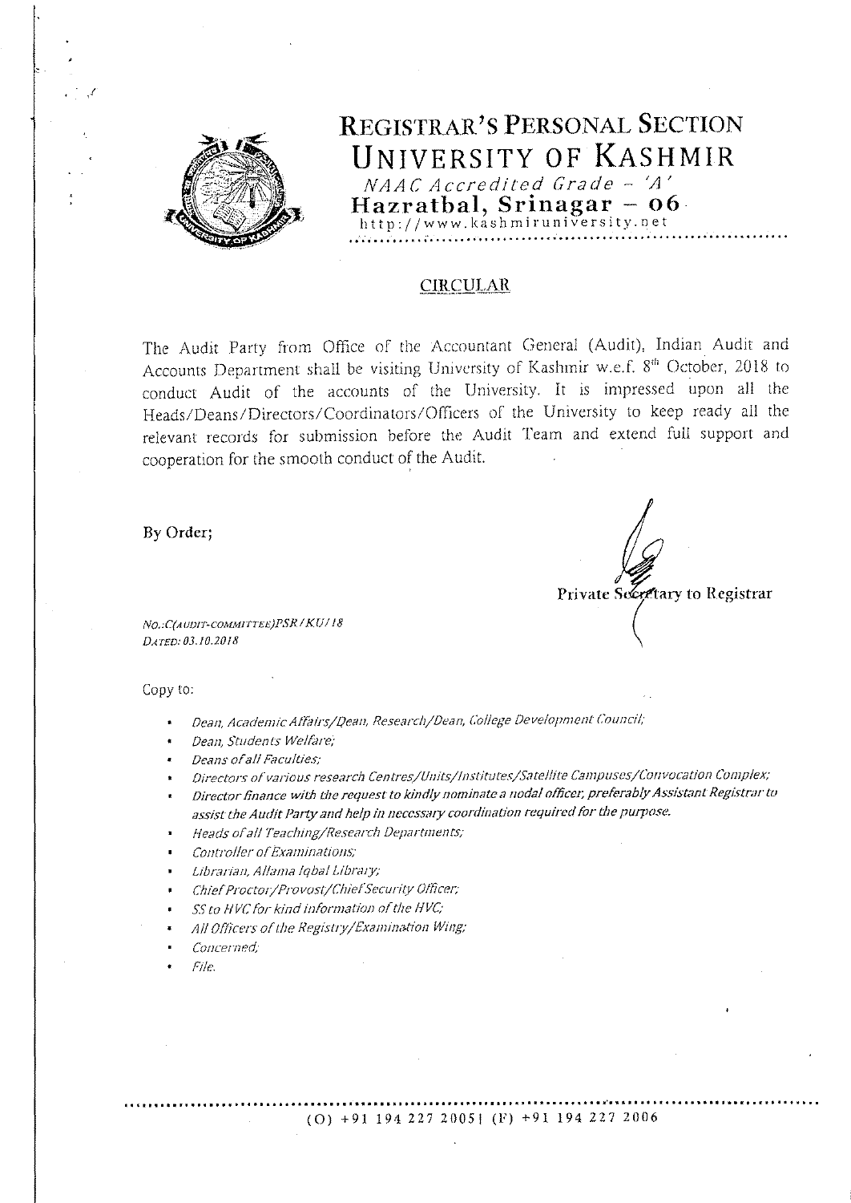# REGISTRAR'S PERSONAL SECTION
## UNIVERSITY OF KASHMIR

*NAAC Accredited Grade – 'A'*

**Hazratbal, Srinagar – 06**

http://www.kashmiruniversity.net

## CIRCULAR

The Audit Party from Office of the Accountant General (Audit), Indian Audit and Accounts Department shall be visiting University of Kashmir w.e.f. 8th October, 2018 to conduct Audit of the accounts of the University. It is impressed upon all the Heads/Deans/Directors/Coordinators/Officers of the University to keep ready all the relevant records for submission before the Audit Team and extend full support and cooperation for the smooth conduct of the Audit.

**By Order;**

**Private Secretary to Registrar**

*No.:C(Audit-Committee)PSR/KU/18*
*Dated: 03.10.2018*

Copy to:

- *Dean, Academic Affairs/Dean, Research/Dean, College Development Council;*
- *Dean, Students Welfare;*
- *Deans of all Faculties;*
- *Directors of various research Centres/Units/Institutes/Satellite Campuses/Convocation Complex;*
- *Director finance with the request to kindly nominate a nodal officer, preferably Assistant Registrar to assist the Audit Party and help in necessary coordination required for the purpose.*
- *Heads of all Teaching/Research Departments;*
- *Controller of Examinations;*
- *Librarian, Allama Iqbal Library;*
- *Chief Proctor/Provost/Chief Security Officer;*
- *SS to HVC for kind information of the HVC;*
- *All Officers of the Registry/Examination Wing;*
- *Concerned;*
- *File.*

(O) +91 194 227 2005| (F) +91 194 227 2006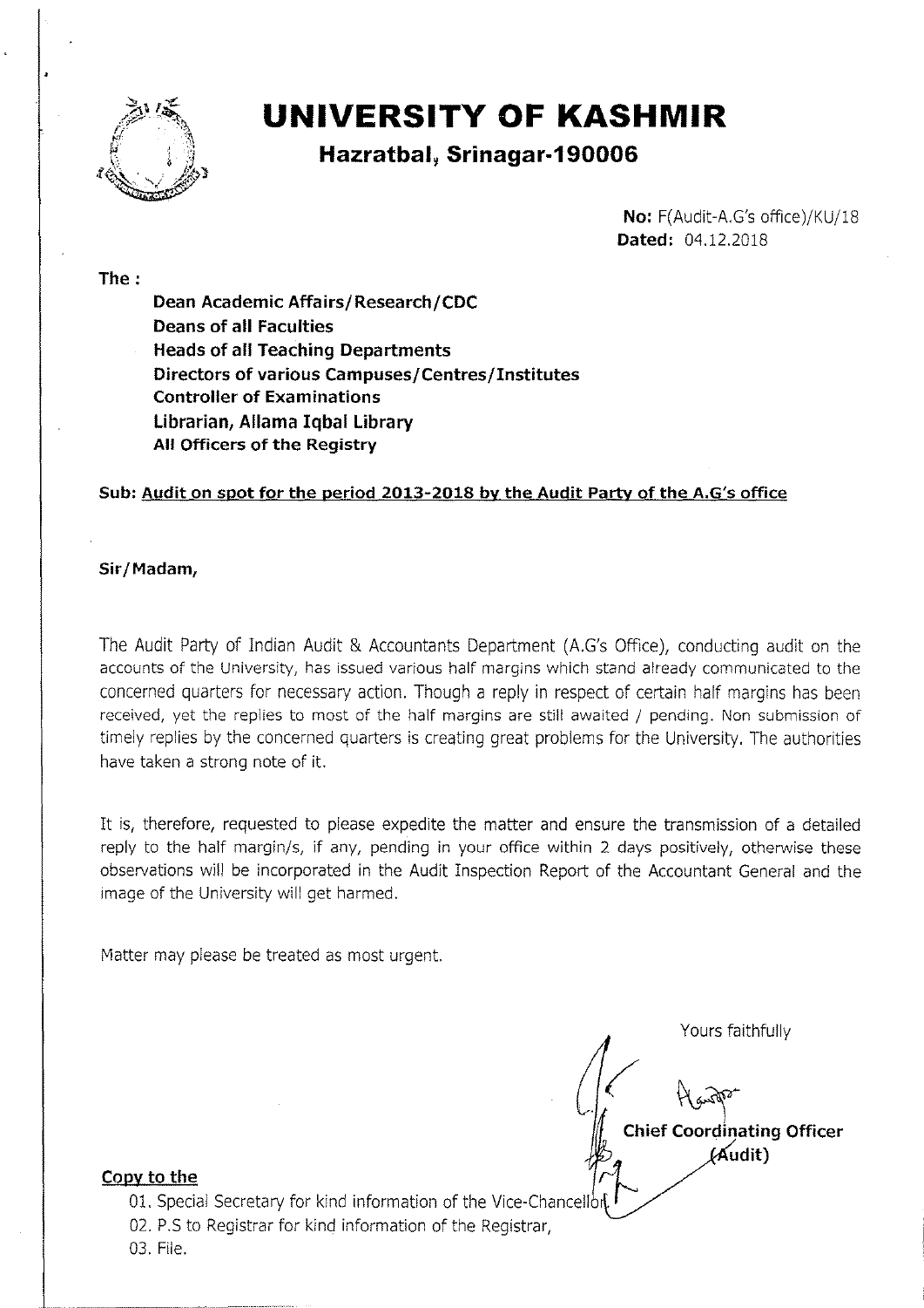# UNIVERSITY OF KASHMIR

## Hazratbal, Srinagar-190006

**No:** F(Audit-A.G's office)/KU/18
**Dated:** 04.12.2018

**The :**

**Dean Academic Affairs/Research/CDC**
**Deans of all Faculties**
**Heads of all Teaching Departments**
**Directors of various Campuses/Centres/Institutes**
**Controller of Examinations**
**Librarian, Allama Iqbal Library**
**All Officers of the Registry**

**Sub: Audit on spot for the period 2013-2018 by the Audit Party of the A.G's office**

**Sir/Madam,**

The Audit Party of Indian Audit & Accountants Department (A.G's Office), conducting audit on the accounts of the University, has issued various half margins which stand already communicated to the concerned quarters for necessary action. Though a reply in respect of certain half margins has been received, yet the replies to most of the half margins are still awaited / pending. Non submission of timely replies by the concerned quarters is creating great problems for the University. The authorities have taken a strong note of it.

It is, therefore, requested to please expedite the matter and ensure the transmission of a detailed reply to the half margin/s, if any, pending in your office within 2 days positively, otherwise these observations will be incorporated in the Audit Inspection Report of the Accountant General and the image of the University will get harmed.

Matter may please be treated as most urgent.

Yours faithfully

**Chief Coordinating Officer**
**(Audit)**

**Copy to the**

01. Special Secretary for kind information of the Vice-Chancellor,
02. P.S to Registrar for kind information of the Registrar,
03. File.